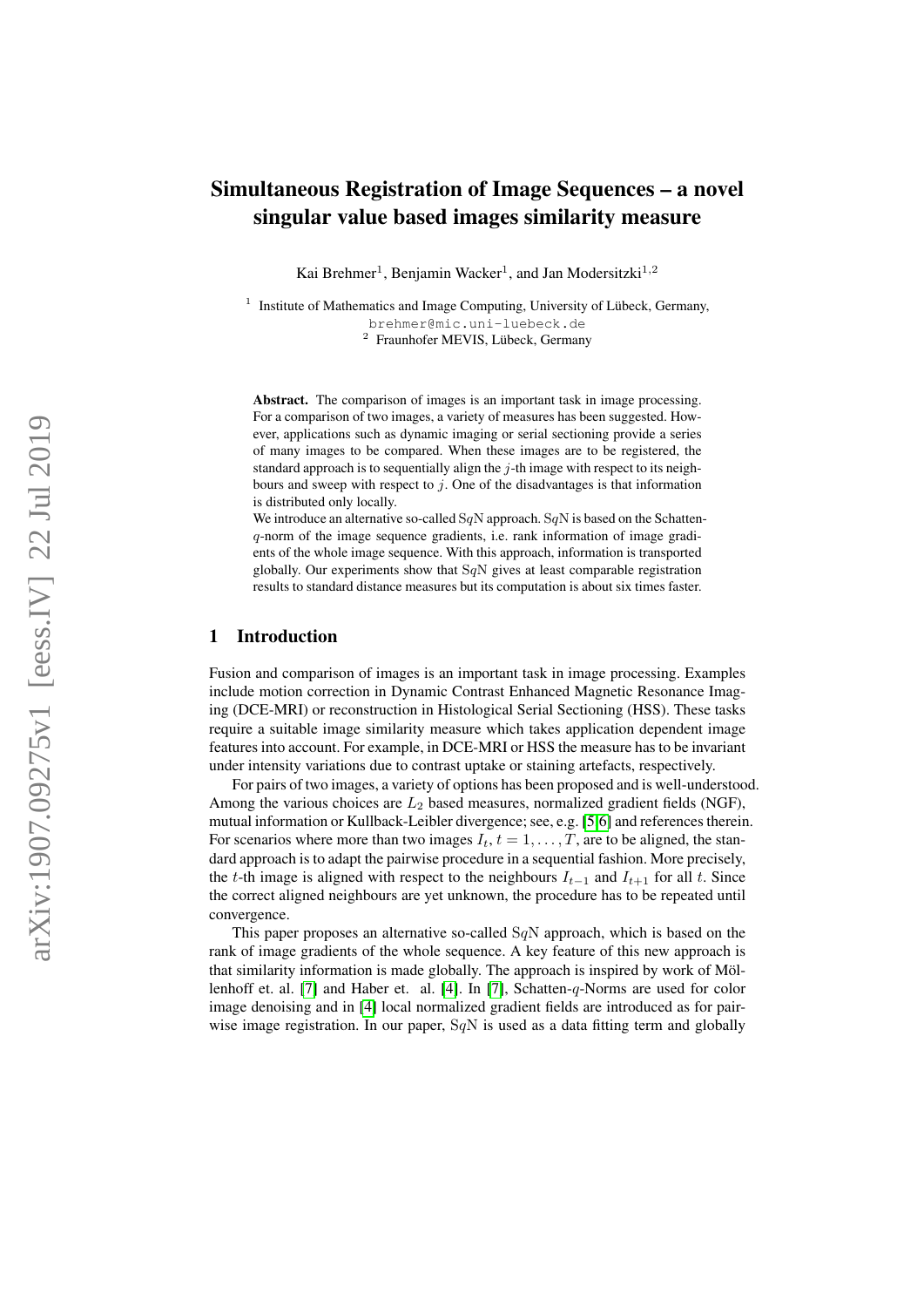# Simultaneous Registration of Image Sequences – a novel singular value based images similarity measure

Kai Brehmer[1], Benjamin Wacker[1], and Jan Modersitzki[1,2]

[1] Institute of Mathematics and Image Computing, University of Lübeck, Germany,
brehmer@mic.uni-luebeck.de
[2] Fraunhofer MEVIS, Lübeck, Germany

**Abstract.** The comparison of images is an important task in image processing. For a comparison of two images, a variety of measures has been suggested. However, applications such as dynamic imaging or serial sectioning provide a series of many images to be compared. When these images are to be registered, the standard approach is to sequentially align the $j$-th image with respect to its neighbours and sweep with respect to $j$. One of the disadvantages is that information is distributed only locally.

We introduce an alternative so-called $\mathrm{S}q\mathrm{N}$ approach. $\mathrm{S}q\mathrm{N}$ is based on the Schatten-$q$-norm of the image sequence gradients, i.e. rank information of image gradients of the whole image sequence. With this approach, information is transported globally. Our experiments show that $\mathrm{S}q\mathrm{N}$ gives at least comparable registration results to standard distance measures but its computation is about six times faster.

## 1 Introduction

Fusion and comparison of images is an important task in image processing. Examples include motion correction in Dynamic Contrast Enhanced Magnetic Resonance Imaging (DCE-MRI) or reconstruction in Histological Serial Sectioning (HSS). These tasks require a suitable image similarity measure which takes application dependent image features into account. For example, in DCE-MRI or HSS the measure has to be invariant under intensity variations due to contrast uptake or staining artefacts, respectively.

For pairs of two images, a variety of options has been proposed and is well-understood. Among the various choices are $L_2$ based measures, normalized gradient fields (NGF), mutual information or Kullback-Leibler divergence; see, e.g. [5,6] and references therein. For scenarios where more than two images $I_t$, $t = 1, \ldots, T$, are to be aligned, the standard approach is to adapt the pairwise procedure in a sequential fashion. More precisely, the $t$-th image is aligned with respect to the neighbours $I_{t-1}$ and $I_{t+1}$ for all $t$. Since the correct aligned neighbours are yet unknown, the procedure has to be repeated until convergence.

This paper proposes an alternative so-called $\mathrm{S}q\mathrm{N}$ approach, which is based on the rank of image gradients of the whole sequence. A key feature of this new approach is that similarity information is made globally. The approach is inspired by work of Möllenhoff et. al. [7] and Haber et. al. [4]. In [7], Schatten-$q$-Norms are used for color image denoising and in [4] local normalized gradient fields are introduced as for pairwise image registration. In our paper, $\mathrm{S}q\mathrm{N}$ is used as a data fitting term and globally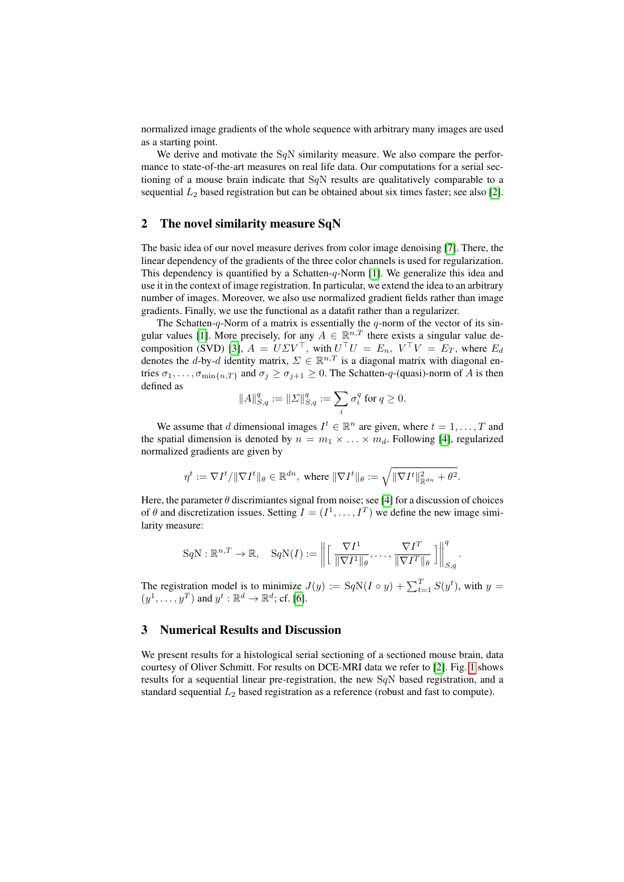normalized image gradients of the whole sequence with arbitrary many images are used as a starting point.

We derive and motivate the S$q$N similarity measure. We also compare the performance to state-of-the-art measures on real life data. Our computations for a serial sectioning of a mouse brain indicate that S$q$N results are qualitatively comparable to a sequential $L_2$ based registration but can be obtained about six times faster; see also [2].

## 2 The novel similarity measure SqN

The basic idea of our novel measure derives from color image denoising [7]. There, the linear dependency of the gradients of the three color channels is used for regularization. This dependency is quantified by a Schatten-$q$-Norm [1]. We generalize this idea and use it in the context of image registration. In particular, we extend the idea to an arbitrary number of images. Moreover, we also use normalized gradient fields rather than image gradients. Finally, we use the functional as a datafit rather than a regularizer.

The Schatten-$q$-Norm of a matrix is essentially the $q$-norm of the vector of its singular values [1]. More precisely, for any $A \in \mathbb{R}^{n,T}$ there exists a singular value decomposition (SVD) [3], $A = U\Sigma V^\top$, with $U^\top U = E_n$, $V^\top V = E_T$, where $E_d$ denotes the $d$-by-$d$ identity matrix, $\Sigma \in \mathbb{R}^{n,T}$ is a diagonal matrix with diagonal entries $\sigma_1, \ldots, \sigma_{\min\{n,T\}}$ and $\sigma_j \geq \sigma_{j+1} \geq 0$. The Schatten-$q$-(quasi)-norm of $A$ is then defined as

$$\|A\|_{S,q}^q := \|\Sigma\|_{S,q}^q := \sum_i \sigma_i^q \text{ for } q \geq 0.$$

We assume that $d$ dimensional images $I^t \in \mathbb{R}^n$ are given, where $t = 1, \ldots, T$ and the spatial dimension is denoted by $n = m_1 \times \ldots \times m_d$. Following [4], regularized normalized gradients are given by

$$\eta^t := \nabla I^t / \|\nabla I^t\|_\theta \in \mathbb{R}^{dn}, \text{ where } \|\nabla I^t\|_\theta := \sqrt{\|\nabla I^t\|_{\mathbb{R}^{dn}}^2 + \theta^2}.$$

Here, the parameter $\theta$ discrimiantes signal from noise; see [4] for a discussion of choices of $\theta$ and discretization issues. Setting $I = (I^1, \ldots, I^T)$ we define the new image similarity measure:

$$\mathrm{S}q\mathrm{N} : \mathbb{R}^{n,T} \to \mathbb{R}, \quad \mathrm{S}q\mathrm{N}(I) := \left\| \left[ \frac{\nabla I^1}{\|\nabla I^1\|_\theta}, \ldots, \frac{\nabla I^T}{\|\nabla I^T\|_\theta} \right] \right\|_{S,q}^q.$$

The registration model is to minimize $J(y) := \mathrm{S}q\mathrm{N}(I \circ y) + \sum_{t=1}^T S(y^t)$, with $y = (y^1, \ldots, y^T)$ and $y^t : \mathbb{R}^d \to \mathbb{R}^d$; cf. [6].

## 3 Numerical Results and Discussion

We present results for a histological serial sectioning of a sectioned mouse brain, data courtesy of Oliver Schmitt. For results on DCE-MRI data we refer to [2]. Fig. 1 shows results for a sequential linear pre-registration, the new S$q$N based registration, and a standard sequential $L_2$ based registration as a reference (robust and fast to compute).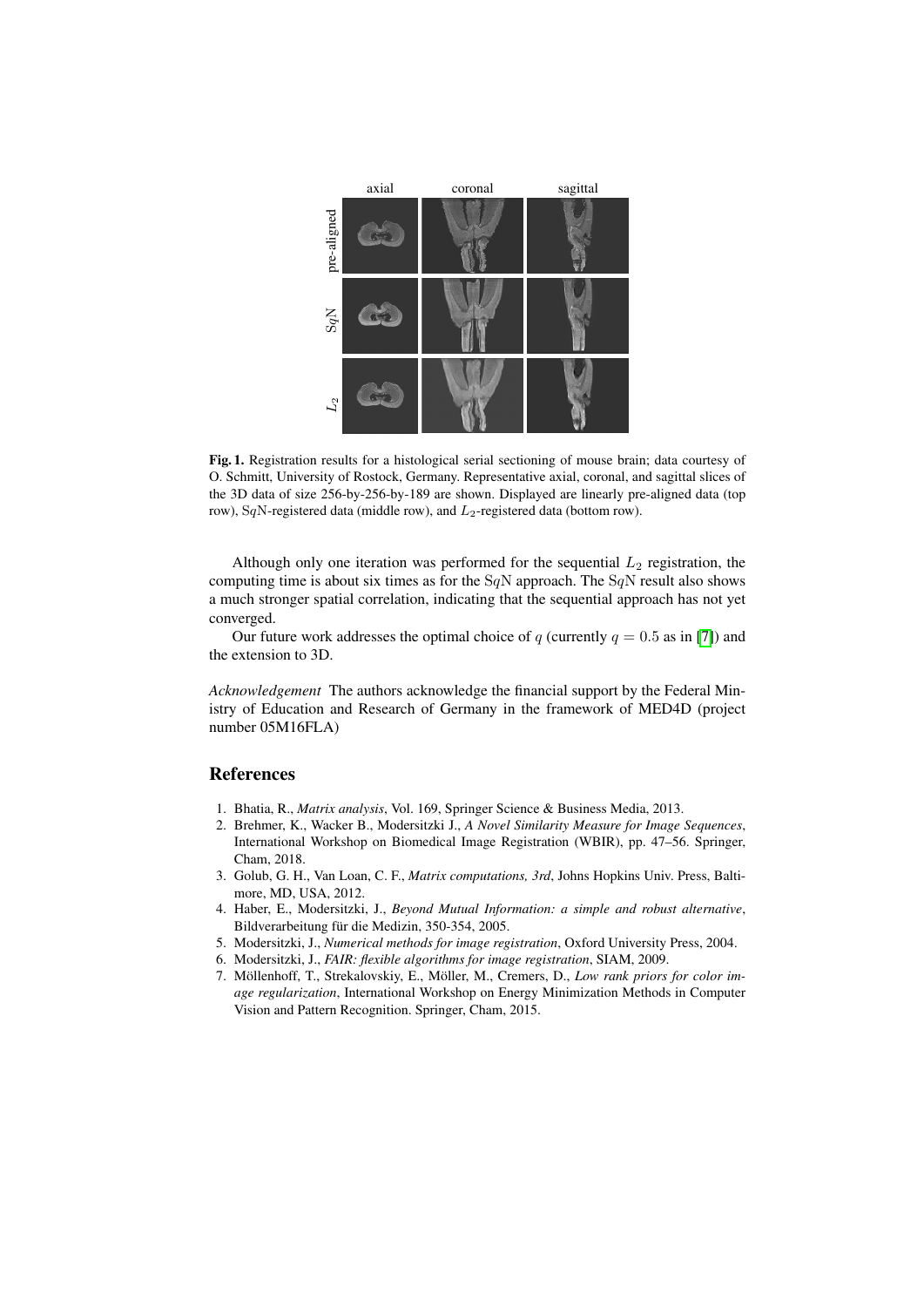axial coronal sagittal

pre-aligned

SqN

$L_2$

**Fig. 1.** Registration results for a histological serial sectioning of mouse brain; data courtesy of O. Schmitt, University of Rostock, Germany. Representative axial, coronal, and sagittal slices of the 3D data of size 256-by-256-by-189 are shown. Displayed are linearly pre-aligned data (top row), $\mathrm{S}q\mathrm{N}$-registered data (middle row), and $L_2$-registered data (bottom row).

Although only one iteration was performed for the sequential $L_2$ registration, the computing time is about six times as for the $\mathrm{S}q\mathrm{N}$ approach. The $\mathrm{S}q\mathrm{N}$ result also shows a much stronger spatial correlation, indicating that the sequential approach has not yet converged.

Our future work addresses the optimal choice of $q$ (currently $q = 0.5$ as in [7]) and the extension to 3D.

*Acknowledgement* The authors acknowledge the financial support by the Federal Ministry of Education and Research of Germany in the framework of MED4D (project number 05M16FLA)

## References

1. Bhatia, R., *Matrix analysis*, Vol. 169, Springer Science & Business Media, 2013.
2. Brehmer, K., Wacker B., Modersitzki J., *A Novel Similarity Measure for Image Sequences*, International Workshop on Biomedical Image Registration (WBIR), pp. 47–56. Springer, Cham, 2018.
3. Golub, G. H., Van Loan, C. F., *Matrix computations, 3rd*, Johns Hopkins Univ. Press, Baltimore, MD, USA, 2012.
4. Haber, E., Modersitzki, J., *Beyond Mutual Information: a simple and robust alternative*, Bildverarbeitung für die Medizin, 350-354, 2005.
5. Modersitzki, J., *Numerical methods for image registration*, Oxford University Press, 2004.
6. Modersitzki, J., *FAIR: flexible algorithms for image registration*, SIAM, 2009.
7. Möllenhoff, T., Strekalovskiy, E., Möller, M., Cremers, D., *Low rank priors for color image regularization*, International Workshop on Energy Minimization Methods in Computer Vision and Pattern Recognition. Springer, Cham, 2015.